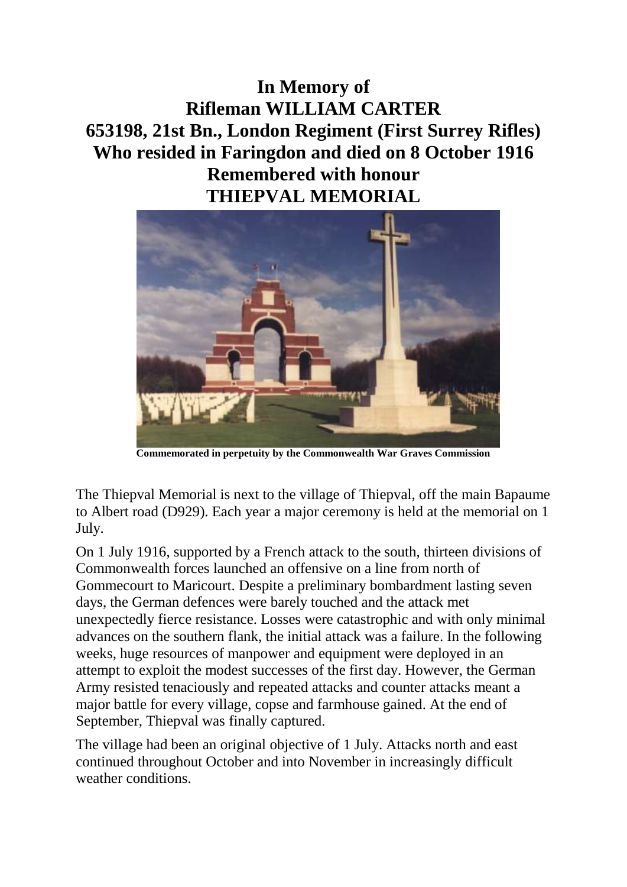# In Memory of
# Rifleman WILLIAM CARTER
# 653198, 21st Bn., London Regiment (First Surrey Rifles)
# Who resided in Faringdon and died on 8 October 1916
# Remembered with honour
# THIEPVAL MEMORIAL

**Commemorated in perpetuity by the Commonwealth War Graves Commission**

The Thiepval Memorial is next to the village of Thiepval, off the main Bapaume to Albert road (D929). Each year a major ceremony is held at the memorial on 1 July.

On 1 July 1916, supported by a French attack to the south, thirteen divisions of Commonwealth forces launched an offensive on a line from north of Gommecourt to Maricourt. Despite a preliminary bombardment lasting seven days, the German defences were barely touched and the attack met unexpectedly fierce resistance. Losses were catastrophic and with only minimal advances on the southern flank, the initial attack was a failure. In the following weeks, huge resources of manpower and equipment were deployed in an attempt to exploit the modest successes of the first day. However, the German Army resisted tenaciously and repeated attacks and counter attacks meant a major battle for every village, copse and farmhouse gained. At the end of September, Thiepval was finally captured.

The village had been an original objective of 1 July. Attacks north and east continued throughout October and into November in increasingly difficult weather conditions.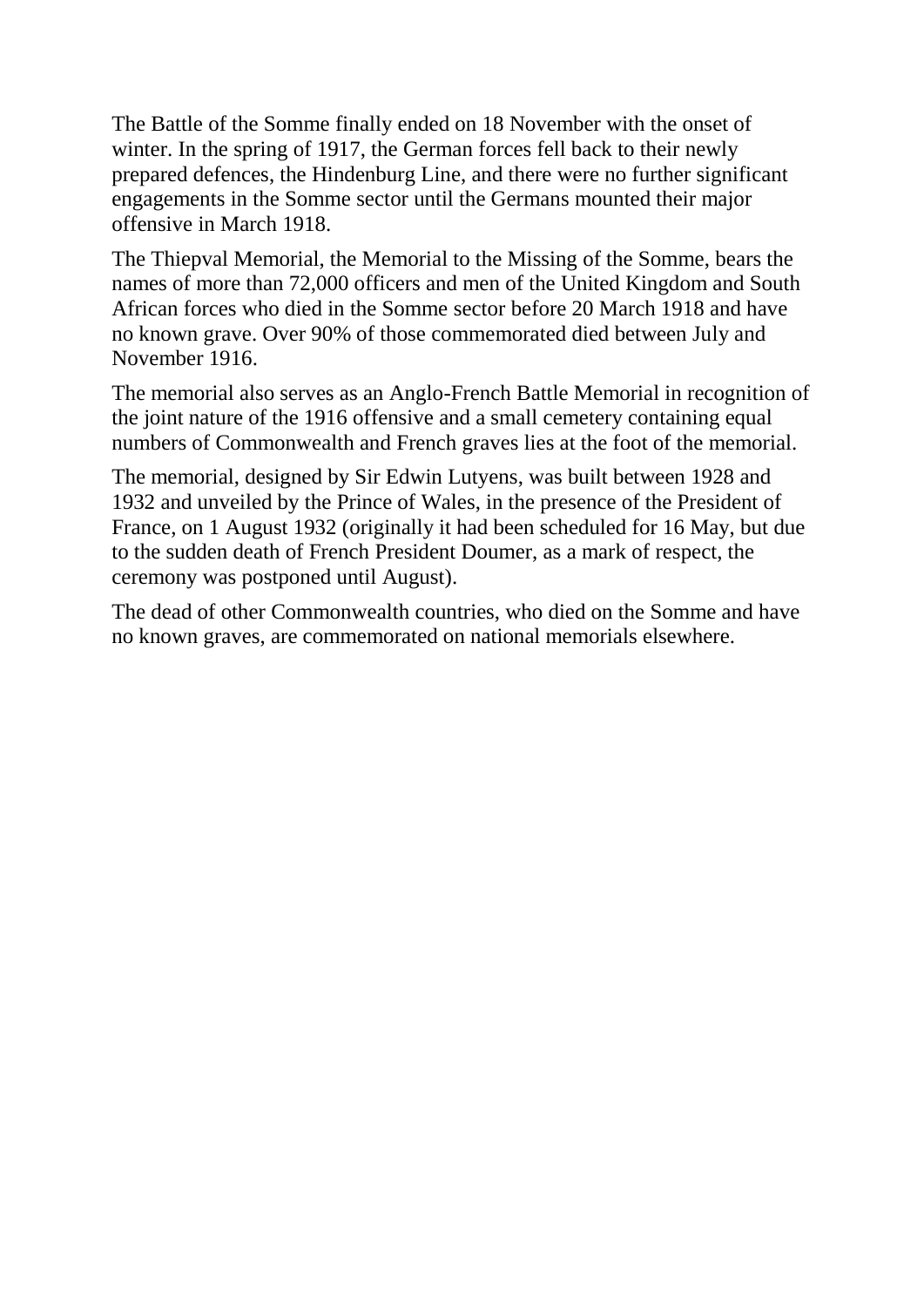The Battle of the Somme finally ended on 18 November with the onset of winter. In the spring of 1917, the German forces fell back to their newly prepared defences, the Hindenburg Line, and there were no further significant engagements in the Somme sector until the Germans mounted their major offensive in March 1918.

The Thiepval Memorial, the Memorial to the Missing of the Somme, bears the names of more than 72,000 officers and men of the United Kingdom and South African forces who died in the Somme sector before 20 March 1918 and have no known grave. Over 90% of those commemorated died between July and November 1916.

The memorial also serves as an Anglo-French Battle Memorial in recognition of the joint nature of the 1916 offensive and a small cemetery containing equal numbers of Commonwealth and French graves lies at the foot of the memorial.

The memorial, designed by Sir Edwin Lutyens, was built between 1928 and 1932 and unveiled by the Prince of Wales, in the presence of the President of France, on 1 August 1932 (originally it had been scheduled for 16 May, but due to the sudden death of French President Doumer, as a mark of respect, the ceremony was postponed until August).

The dead of other Commonwealth countries, who died on the Somme and have no known graves, are commemorated on national memorials elsewhere.